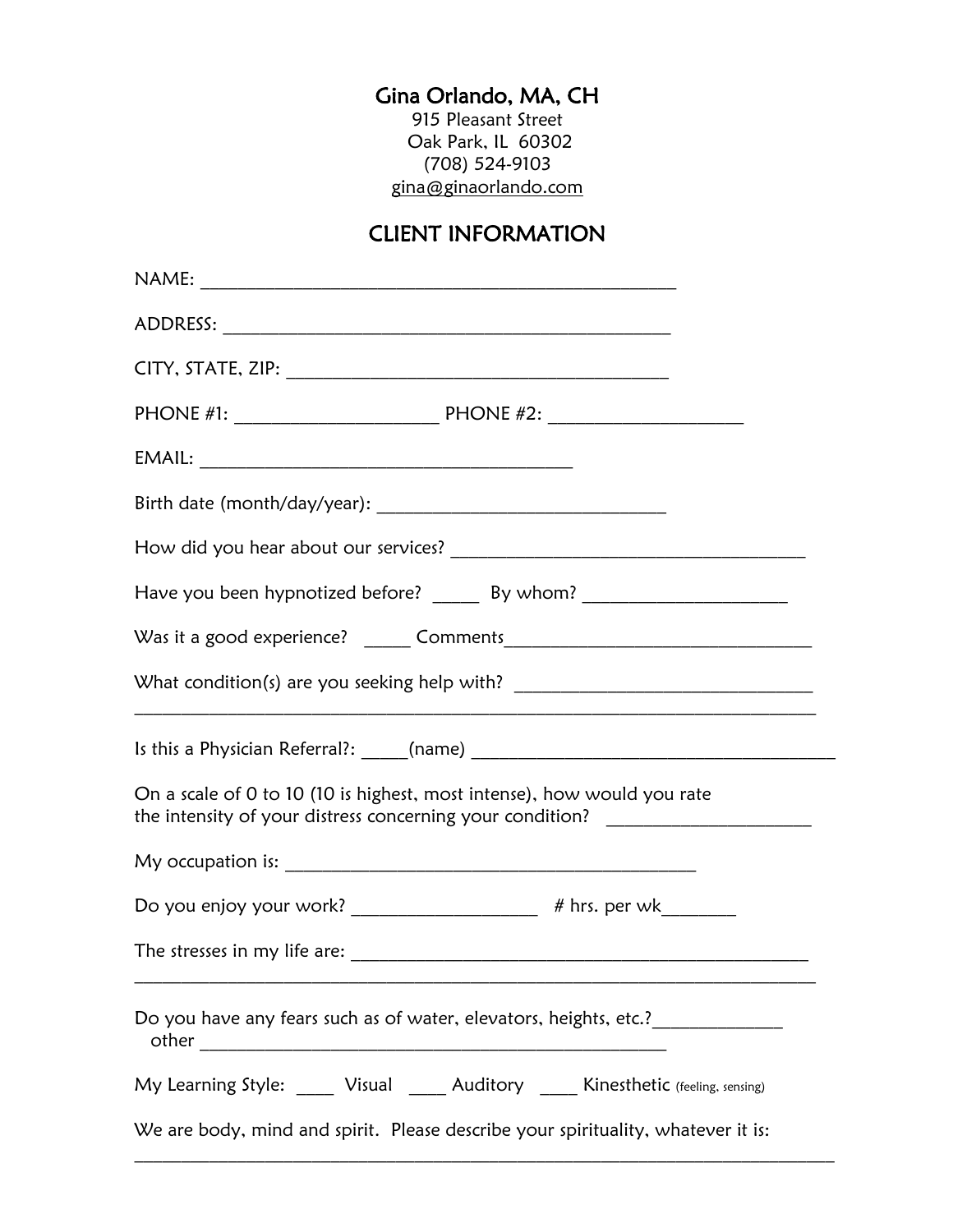Gina Orlando, MA, CH

915 Pleasant Street

Oak Park, IL 60302

(708) 524-9103

gina@ginaorlando.com

## CLIENT INFORMATION

NAME: ____________________________________________________

ADDRESS: ________________________________________________

CITY, STATE, ZIP: ________________________________________

PHONE #1: _____________________ PHONE #2: ____________________

EMAIL: ________________________________________

Birth date (month/day/year): ______________________________

How did you hear about our services? _____________________________________

Have you been hypnotized before? _____ By whom? _____________________

Was it a good experience? _____ Comments________________________________

What condition(s) are you seeking help with? ______________________________
________________________________________________________________________

Is this a Physician Referral?: _____(name) ______________________________________

On a scale of 0 to 10 (10 is highest, most intense), how would you rate the intensity of your distress concerning your condition? _____________________

My occupation is: ____________________________________________

Do you enjoy your work? ___________________ # hrs. per wk________

The stresses in my life are: _________________________________________________
________________________________________________________________________

Do you have any fears such as of water, elevators, heights, etc.?_____________
other ___________________________________________________

My Learning Style: ____ Visual ____ Auditory ____ Kinesthetic (feeling, sensing)

We are body, mind and spirit. Please describe your spirituality, whatever it is:
__________________________________________________________________________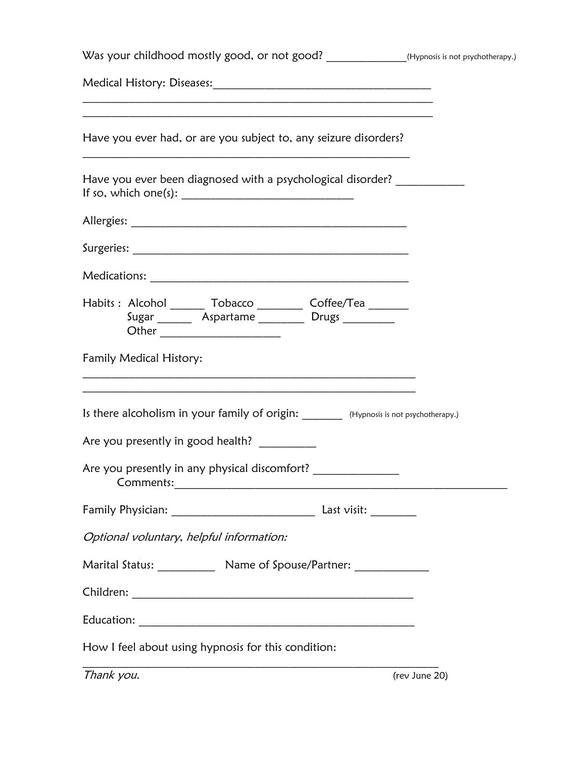Was your childhood mostly good, or not good? ______________ (Hypnosis is not psychotherapy.)

Medical History: Diseases:_____________________________________
_____________________________________________________________
_____________________________________________________________

Have you ever had, or are you subject to, any seizure disorders?
_____________________________________________________________

Have you ever been diagnosed with a psychological disorder? ___________
If so, which one(s): _____________________________

Allergies: ______________________________________________

Surgeries: ______________________________________________

Medications: ____________________________________________

Habits : Alcohol ______ Tobacco ________ Coffee/Tea _______
Sugar ______ Aspartame ________ Drugs _________
Other ___________________

Family Medical History:
_____________________________________________________________
_____________________________________________________________

Is there alcoholism in your family of origin: _______ (Hypnosis is not psychotherapy.)

Are you presently in good health? _________

Are you presently in any physical discomfort? ______________
Comments:___________________________________________________________

Family Physician: ________________________ Last visit: ________

*Optional voluntary, helpful information:*

Marital Status: _________ Name of Spouse/Partner: ____________

Children: _______________________________________________

Education: ______________________________________________

How I feel about using hypnosis for this condition:
_____________________________________________________________

*Thank you.* (rev June 20)